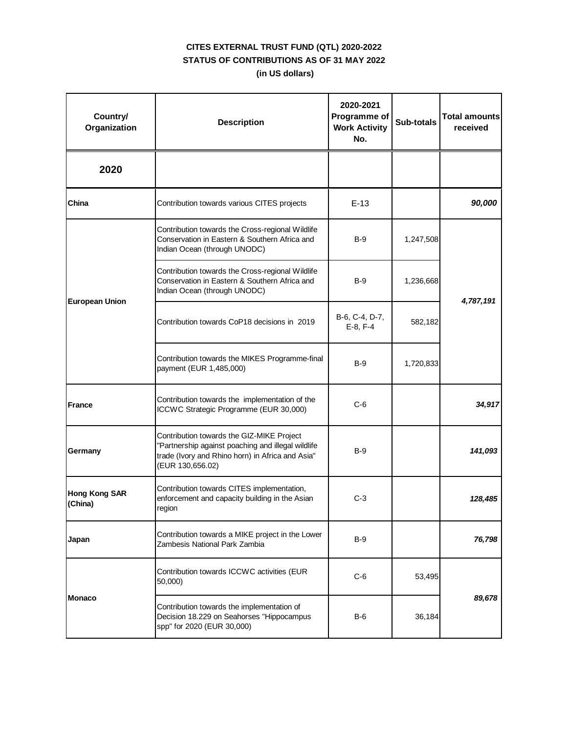**CITES EXTERNAL TRUST FUND (QTL) 2020-2022**
**STATUS OF CONTRIBUTIONS AS OF 31 MAY 2022**
**(in US dollars)**

| Country/ Organization | Description | 2020-2021 Programme of Work Activity No. | Sub-totals | Total amounts received |
|---|---|---|---|---|
| **2020** | | | | |
| **China** | Contribution towards various CITES projects | E-13 | | ***90,000*** |
| **European Union** | Contribution towards the Cross-regional Wildlife Conservation in Eastern & Southern Africa and Indian Ocean (through UNODC) | B-9 | 1,247,508 | ***4,787,191*** |
| | Contribution towards the Cross-regional Wildlife Conservation in Eastern & Southern Africa and Indian Ocean (through UNODC) | B-9 | 1,236,668 | |
| | Contribution towards CoP18 decisions in 2019 | B-6, C-4, D-7, E-8, F-4 | 582,182 | |
| | Contribution towards the MIKES Programme-final payment (EUR 1,485,000) | B-9 | 1,720,833 | |
| **France** | Contribution towards the implementation of the ICCWC Strategic Programme (EUR 30,000) | C-6 | | ***34,917*** |
| **Germany** | Contribution towards the GIZ-MIKE Project "Partnership against poaching and illegal wildlife trade (Ivory and Rhino horn) in Africa and Asia" (EUR 130,656.02) | B-9 | | ***141,093*** |
| **Hong Kong SAR (China)** | Contribution towards CITES implementation, enforcement and capacity building in the Asian region | C-3 | | ***128,485*** |
| **Japan** | Contribution towards a MIKE project in the Lower Zambesis National Park Zambia | B-9 | | ***76,798*** |
| **Monaco** | Contribution towards ICCWC activities (EUR 50,000) | C-6 | 53,495 | ***89,678*** |
| | Contribution towards the implementation of Decision 18.229 on Seahorses "Hippocampus spp" for 2020 (EUR 30,000) | B-6 | 36,184 | |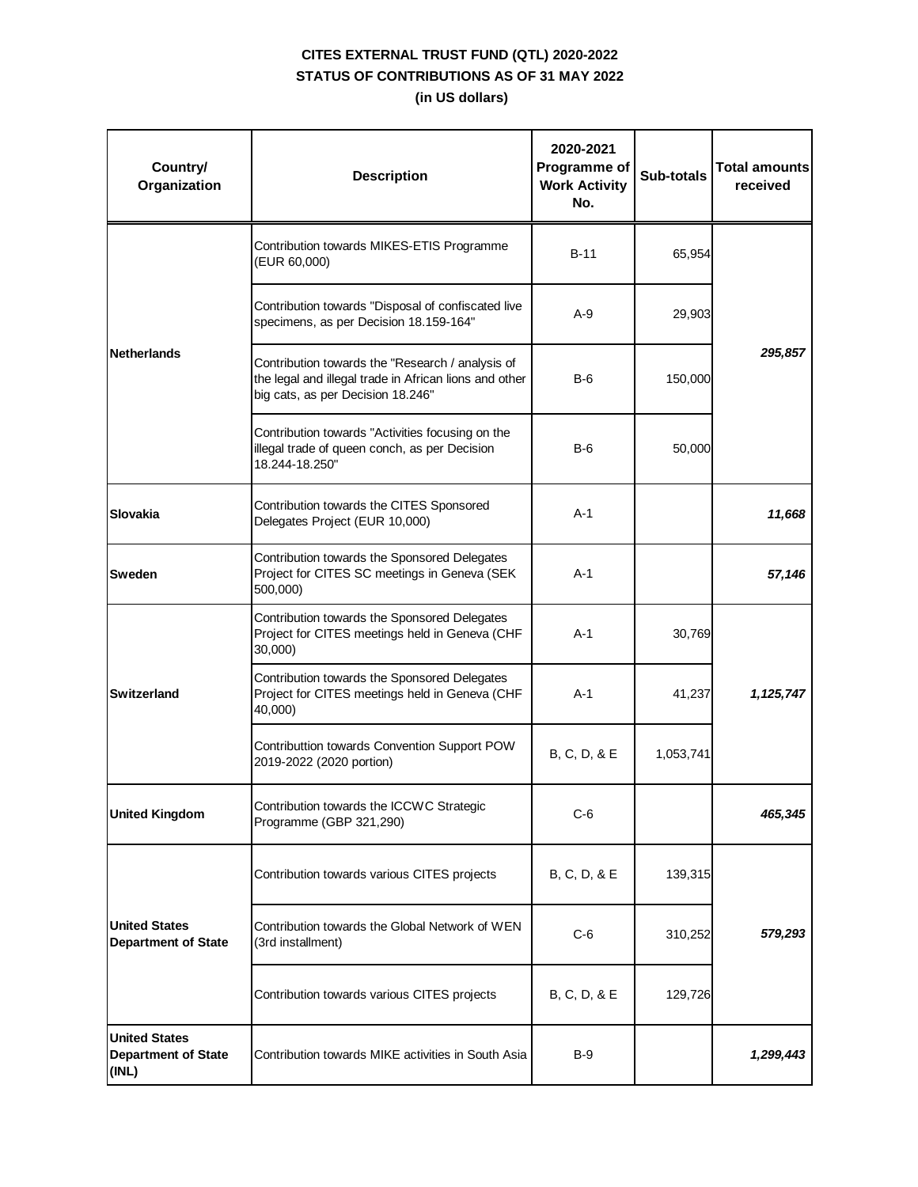**CITES EXTERNAL TRUST FUND (QTL) 2020-2022**
**STATUS OF CONTRIBUTIONS AS OF 31 MAY 2022**
**(in US dollars)**

| Country/ Organization | Description | 2020-2021 Programme of Work Activity No. | Sub-totals | Total amounts received |
|---|---|---|---|---|
| **Netherlands** | Contribution towards MIKES-ETIS Programme (EUR 60,000) | B-11 | 65,954 | ***295,857*** |
| | Contribution towards "Disposal of confiscated live specimens, as per Decision 18.159-164" | A-9 | 29,903 | |
| | Contribution towards the "Research / analysis of the legal and illegal trade in African lions and other big cats, as per Decision 18.246" | B-6 | 150,000 | |
| | Contribution towards "Activities focusing on the illegal trade of queen conch, as per Decision 18.244-18.250" | B-6 | 50,000 | |
| **Slovakia** | Contribution towards the CITES Sponsored Delegates Project (EUR 10,000) | A-1 | | ***11,668*** |
| **Sweden** | Contribution towards the Sponsored Delegates Project for CITES SC meetings in Geneva (SEK 500,000) | A-1 | | ***57,146*** |
| **Switzerland** | Contribution towards the Sponsored Delegates Project for CITES meetings held in Geneva (CHF 30,000) | A-1 | 30,769 | ***1,125,747*** |
| | Contribution towards the Sponsored Delegates Project for CITES meetings held in Geneva (CHF 40,000) | A-1 | 41,237 | |
| | Contributtion towards Convention Support POW 2019-2022 (2020 portion) | B, C, D, & E | 1,053,741 | |
| **United Kingdom** | Contribution towards the ICCWC Strategic Programme (GBP 321,290) | C-6 | | ***465,345*** |
| **United States Department of State** | Contribution towards various CITES projects | B, C, D, & E | 139,315 | ***579,293*** |
| | Contribution towards the Global Network of WEN (3rd installment) | C-6 | 310,252 | |
| | Contribution towards various CITES projects | B, C, D, & E | 129,726 | |
| **United States Department of State (INL)** | Contribution towards MIKE activities in South Asia | B-9 | | ***1,299,443*** |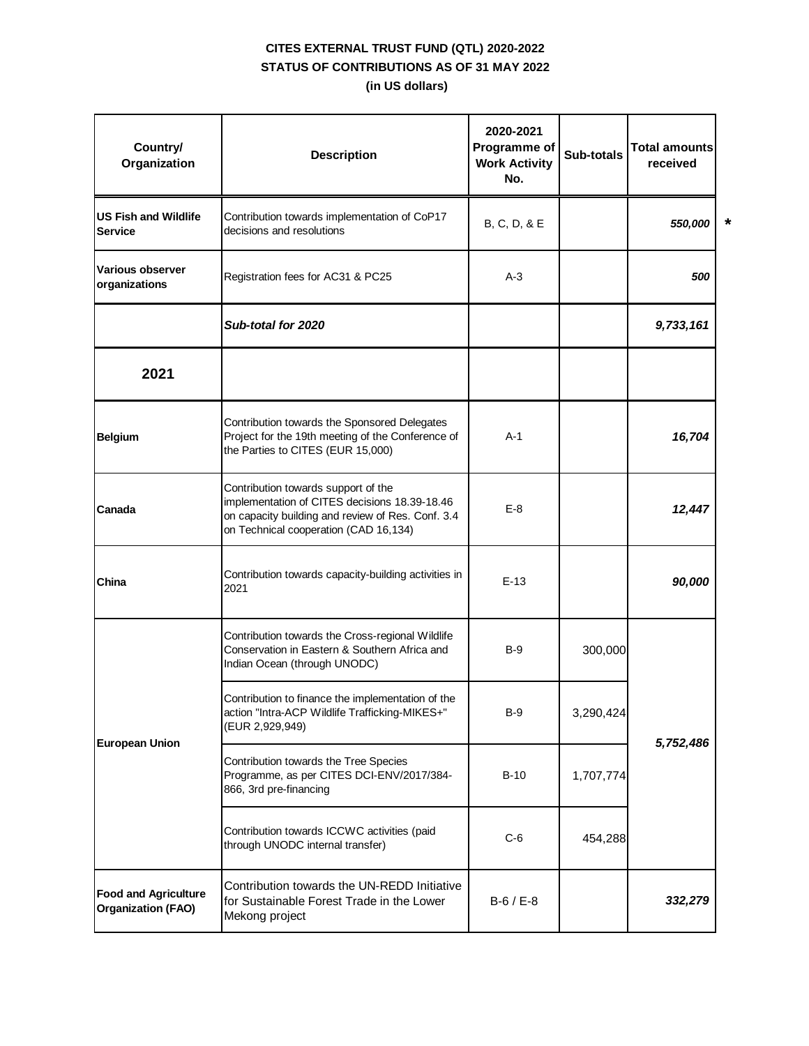**CITES EXTERNAL TRUST FUND (QTL) 2020-2022**
**STATUS OF CONTRIBUTIONS AS OF 31 MAY 2022**
**(in US dollars)**

| Country/ Organization | Description | 2020-2021 Programme of Work Activity No. | Sub-totals | Total amounts received |
|---|---|---|---|---|
| **US Fish and Wildlife Service** | Contribution towards implementation of CoP17 decisions and resolutions | B, C, D, & E | | ***550,000*** * |
| **Various observer organizations** | Registration fees for AC31 & PC25 | A-3 | | ***500*** |
| | ***Sub-total for 2020*** | | | ***9,733,161*** |
| **2021** | | | | |
| **Belgium** | Contribution towards the Sponsored Delegates Project for the 19th meeting of the Conference of the Parties to CITES (EUR 15,000) | A-1 | | ***16,704*** |
| **Canada** | Contribution towards support of the implementation of CITES decisions 18.39-18.46 on capacity building and review of Res. Conf. 3.4 on Technical cooperation (CAD 16,134) | E-8 | | ***12,447*** |
| **China** | Contribution towards capacity-building activities in 2021 | E-13 | | ***90,000*** |
| **European Union** | Contribution towards the Cross-regional Wildlife Conservation in Eastern & Southern Africa and Indian Ocean (through UNODC) | B-9 | 300,000 | ***5,752,486*** |
| | Contribution to finance the implementation of the action "Intra-ACP Wildlife Trafficking-MIKES+" (EUR 2,929,949) | B-9 | 3,290,424 | |
| | Contribution towards the Tree Species Programme, as per CITES DCI-ENV/2017/384-866, 3rd pre-financing | B-10 | 1,707,774 | |
| | Contribution towards ICCWC activities (paid through UNODC internal transfer) | C-6 | 454,288 | |
| **Food and Agriculture Organization (FAO)** | Contribution towards the UN-REDD Initiative for Sustainable Forest Trade in the Lower Mekong project | B-6 / E-8 | | ***332,279*** |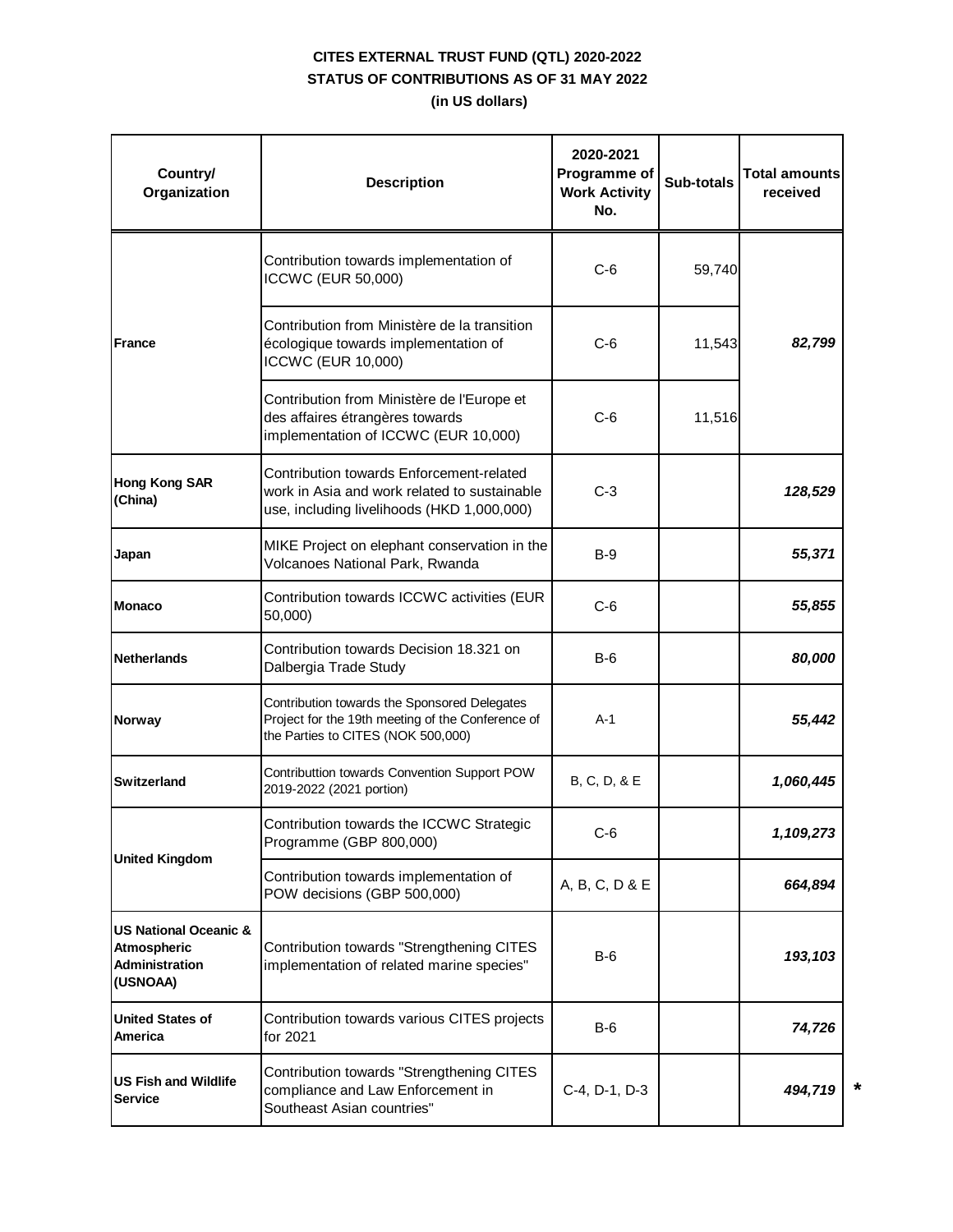**CITES EXTERNAL TRUST FUND (QTL) 2020-2022**
**STATUS OF CONTRIBUTIONS AS OF 31 MAY 2022**
**(in US dollars)**

| Country/ Organization | Description | 2020-2021 Programme of Work Activity No. | Sub-totals | Total amounts received |
|---|---|---|---|---|
| **France** | Contribution towards implementation of ICCWC (EUR 50,000) | C-6 | 59,740 | ***82,799*** |
| | Contribution from Ministère de la transition écologique towards implementation of ICCWC (EUR 10,000) | C-6 | 11,543 | |
| | Contribution from Ministère de l'Europe et des affaires étrangères towards implementation of ICCWC (EUR 10,000) | C-6 | 11,516 | |
| **Hong Kong SAR (China)** | Contribution towards Enforcement-related work in Asia and work related to sustainable use, including livelihoods (HKD 1,000,000) | C-3 | | ***128,529*** |
| **Japan** | MIKE Project on elephant conservation in the Volcanoes National Park, Rwanda | B-9 | | ***55,371*** |
| **Monaco** | Contribution towards ICCWC activities (EUR 50,000) | C-6 | | ***55,855*** |
| **Netherlands** | Contribution towards Decision 18.321 on Dalbergia Trade Study | B-6 | | ***80,000*** |
| **Norway** | Contribution towards the Sponsored Delegates Project for the 19th meeting of the Conference of the Parties to CITES (NOK 500,000) | A-1 | | ***55,442*** |
| **Switzerland** | Contributtion towards Convention Support POW 2019-2022 (2021 portion) | B, C, D, & E | | ***1,060,445*** |
| **United Kingdom** | Contribution towards the ICCWC Strategic Programme (GBP 800,000) | C-6 | | ***1,109,273*** |
| | Contribution towards implementation of POW decisions (GBP 500,000) | A, B, C, D & E | | ***664,894*** |
| **US National Oceanic & Atmospheric Administration (USNOAA)** | Contribution towards "Strengthening CITES implementation of related marine species" | B-6 | | ***193,103*** |
| **United States of America** | Contribution towards various CITES projects for 2021 | B-6 | | ***74,726*** |
| **US Fish and Wildlife Service** | Contribution towards "Strengthening CITES compliance and Law Enforcement in Southeast Asian countries" | C-4, D-1, D-3 | | ***494,719*** * |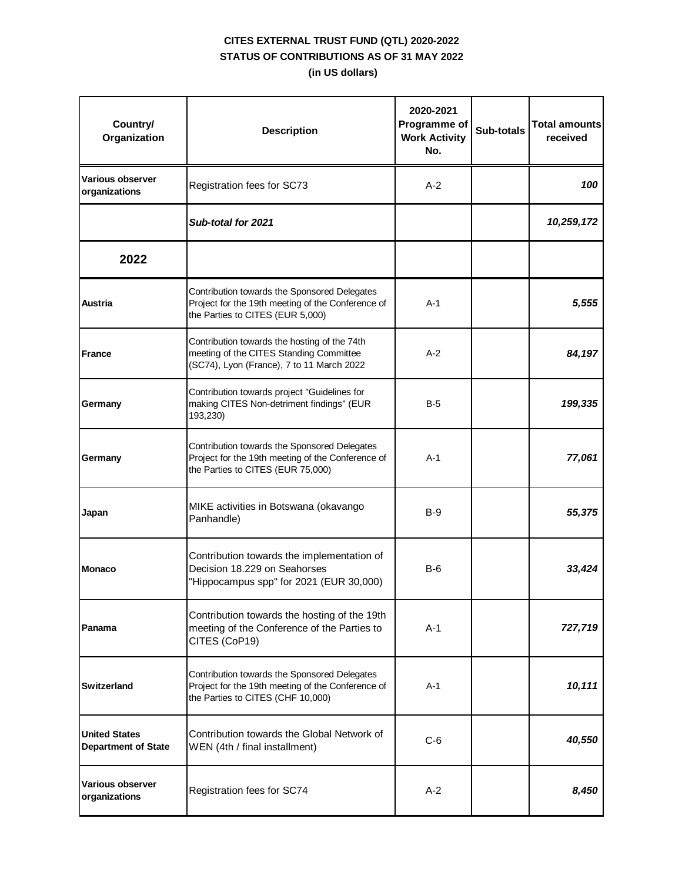**CITES EXTERNAL TRUST FUND (QTL) 2020-2022**
**STATUS OF CONTRIBUTIONS AS OF 31 MAY 2022**
**(in US dollars)**

| Country/ Organization | Description | 2020-2021 Programme of Work Activity No. | Sub-totals | Total amounts received |
|---|---|---|---|---|
| **Various observer organizations** | Registration fees for SC73 | A-2 | | ***100*** |
| | ***Sub-total for 2021*** | | | ***10,259,172*** |
| **2022** | | | | |
| **Austria** | Contribution towards the Sponsored Delegates Project for the 19th meeting of the Conference of the Parties to CITES (EUR 5,000) | A-1 | | ***5,555*** |
| **France** | Contribution towards the hosting of the 74th meeting of the CITES Standing Committee (SC74), Lyon (France), 7 to 11 March 2022 | A-2 | | ***84,197*** |
| **Germany** | Contribution towards project "Guidelines for making CITES Non-detriment findings" (EUR 193,230) | B-5 | | ***199,335*** |
| **Germany** | Contribution towards the Sponsored Delegates Project for the 19th meeting of the Conference of the Parties to CITES (EUR 75,000) | A-1 | | ***77,061*** |
| **Japan** | MIKE activities in Botswana (okavango Panhandle) | B-9 | | ***55,375*** |
| **Monaco** | Contribution towards the implementation of Decision 18.229 on Seahorses "Hippocampus spp" for 2021 (EUR 30,000) | B-6 | | ***33,424*** |
| **Panama** | Contribution towards the hosting of the 19th meeting of the Conference of the Parties to CITES (CoP19) | A-1 | | ***727,719*** |
| **Switzerland** | Contribution towards the Sponsored Delegates Project for the 19th meeting of the Conference of the Parties to CITES (CHF 10,000) | A-1 | | ***10,111*** |
| **United States Department of State** | Contribution towards the Global Network of WEN (4th / final installment) | C-6 | | ***40,550*** |
| **Various observer organizations** | Registration fees for SC74 | A-2 | | ***8,450*** |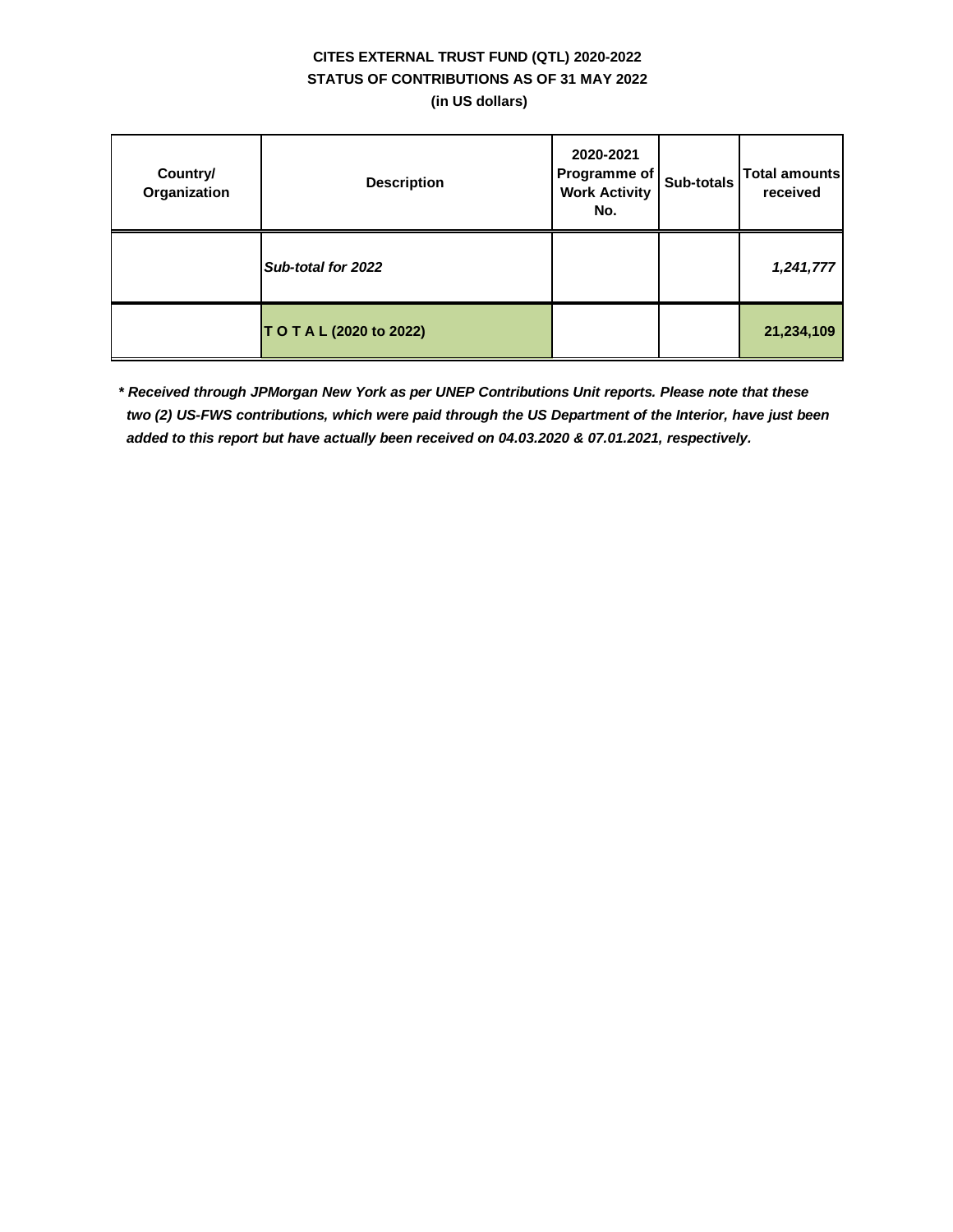**CITES EXTERNAL TRUST FUND (QTL) 2020-2022**
**STATUS OF CONTRIBUTIONS AS OF 31 MAY 2022**
**(in US dollars)**

| Country/ Organization | Description | 2020-2021 Programme of Work Activity No. | Sub-totals | Total amounts received |
|---|---|---|---|---|
| | *Sub-total for 2022* | | | *1,241,777* |
| | **T O T A L (2020 to 2022)** | | | **21,234,109** |

***\* Received through JPMorgan New York as per UNEP Contributions Unit reports. Please note that these two (2) US-FWS contributions, which were paid through the US Department of the Interior, have just been added to this report but have actually been received on 04.03.2020 & 07.01.2021, respectively.***